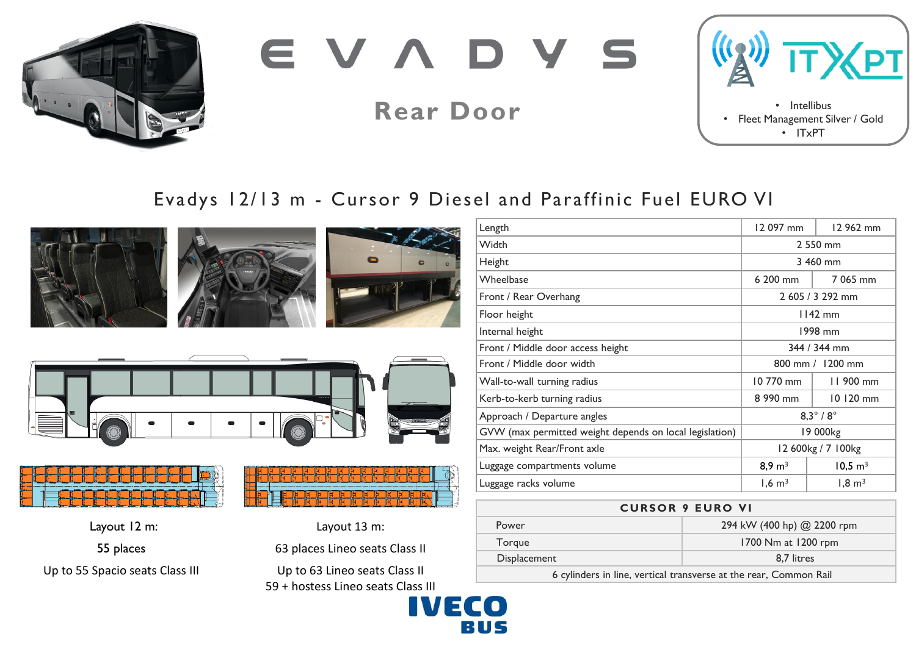# EVADYS

## Rear Door

- Intellibus
- Fleet Management Silver / Gold
- ITxPT

## Evadys 12/13 m - Cursor 9 Diesel and Paraffinic Fuel EURO VI

| | 12 m | 13 m |
|---|---|---|
| Length | 12 097 mm | 12 962 mm |
| Width | 2 550 mm | |
| Height | 3 460 mm | |
| Wheelbase | 6 200 mm | 7 065 mm |
| Front / Rear Overhang | 2 605 / 3 292 mm | |
| Floor height | 1142 mm | |
| Internal height | 1998 mm | |
| Front / Middle door access height | 344 / 344 mm | |
| Front / Middle door width | 800 mm / 1200 mm | |
| Wall-to-wall turning radius | 10 770 mm | 11 900 mm |
| Kerb-to-kerb turning radius | 8 990 mm | 10 120 mm |
| Approach / Departure angles | 8,3° / 8° | |
| GVW (max permitted weight depends on local legislation) | 19 000kg | |
| Max. weight Rear/Front axle | 12 600kg / 7 100kg | |
| Luggage compartments volume | 8,9 m³ | 10,5 m³ |
| Luggage racks volume | 1,6 m³ | 1,8 m³ |

| CURSOR 9 EURO VI | |
|---|---|
| Power | 294 kW (400 hp) @ 2200 rpm |
| Torque | 1700 Nm at 1200 rpm |
| Displacement | 8,7 litres |
| 6 cylinders in line, vertical transverse at the rear, Common Rail | |

Layout 12 m:

55 places

Up to 55 Spacio seats Class III

Layout 13 m:

63 places Lineo seats Class II

Up to 63 Lineo seats Class II

59 + hostess Lineo seats Class III

IVECO BUS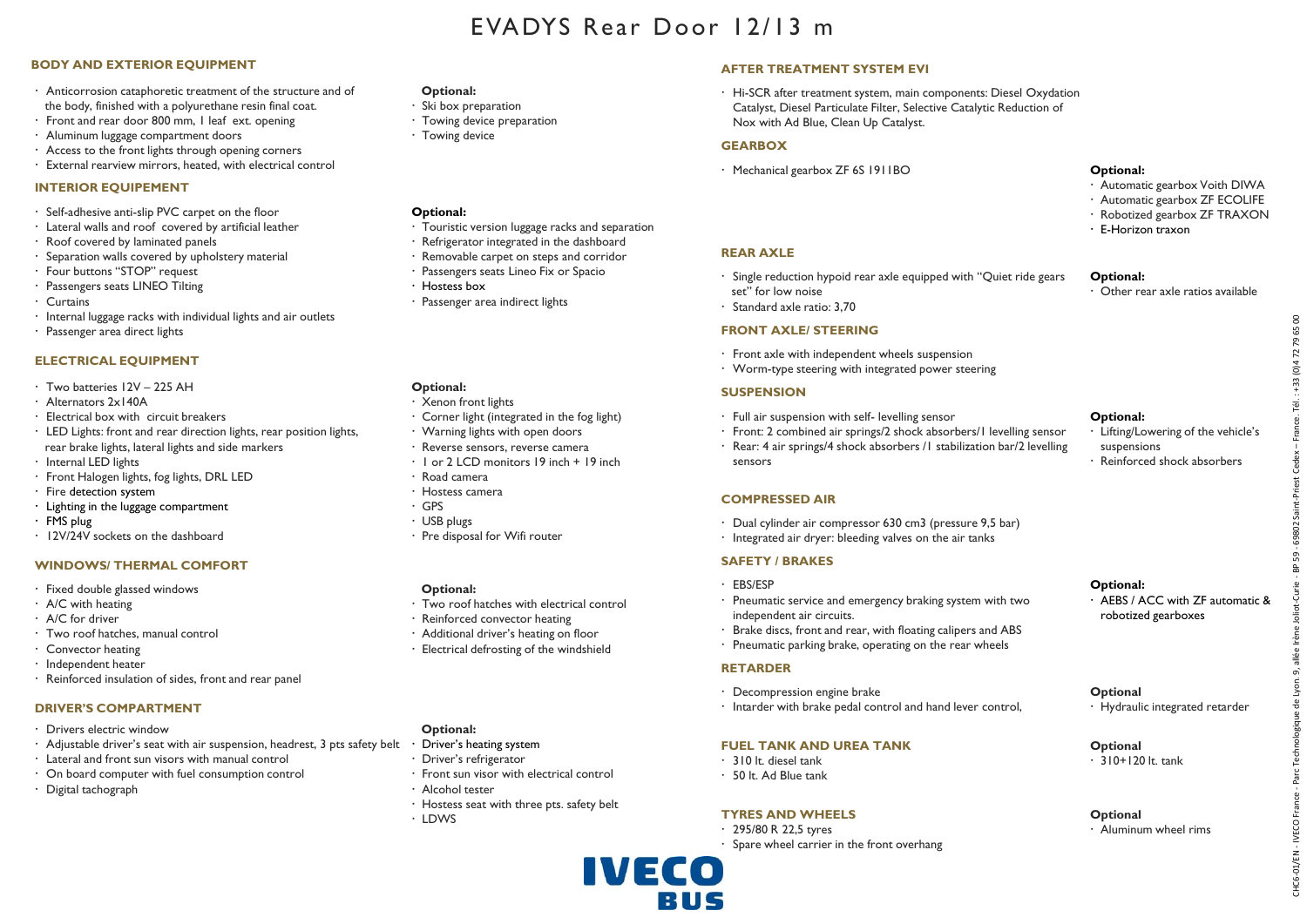// EVADYS Rear Door 12/13 m

# EVADYS Rear Door 12/13 m

## BODY AND EXTERIOR EQUIPMENT

- Anticorrosion cataphoretic treatment of the structure and of the body, finished with a polyurethane resin final coat.
- Front and rear door 800 mm, 1 leaf ext. opening
- Aluminum luggage compartment doors
- Access to the front lights through opening corners
- External rearview mirrors, heated, with electrical control

**Optional:**

- Ski box preparation
- Towing device preparation
- Towing device

## INTERIOR EQUIPEMENT

- Self-adhesive anti-slip PVC carpet on the floor
- Lateral walls and roof covered by artificial leather
- Roof covered by laminated panels
- Separation walls covered by upholstery material
- Four buttons "STOP" request
- Passengers seats LINEO Tilting
- Curtains
- Internal luggage racks with individual lights and air outlets
- Passenger area direct lights

**Optional:**

- Touristic version luggage racks and separation
- Refrigerator integrated in the dashboard
- Removable carpet on steps and corridor
- Passengers seats Lineo Fix or Spacio
- Hostess box
- Passenger area indirect lights

## ELECTRICAL EQUIPMENT

- Two batteries 12V – 225 AH
- Alternators 2x140A
- Electrical box with circuit breakers
- LED Lights: front and rear direction lights, rear position lights, rear brake lights, lateral lights and side markers
- Internal LED lights
- Front Halogen lights, fog lights, DRL LED
- Fire detection system
- Lighting in the luggage compartment
- FMS plug
- 12V/24V sockets on the dashboard

**Optional:**

- Xenon front lights
- Corner light (integrated in the fog light)
- Warning lights with open doors
- Reverse sensors, reverse camera
- 1 or 2 LCD monitors 19 inch + 19 inch
- Road camera
- Hostess camera
- GPS
- USB plugs
- Pre disposal for Wifi router

## WINDOWS/ THERMAL COMFORT

- Fixed double glassed windows
- A/C with heating
- A/C for driver
- Two roof hatches, manual control
- Convector heating
- Independent heater
- Reinforced insulation of sides, front and rear panel

**Optional:**

- Two roof hatches with electrical control
- Reinforced convector heating
- Additional driver's heating on floor
- Electrical defrosting of the windshield

## DRIVER'S COMPARTMENT

- Drivers electric window
- Adjustable driver's seat with air suspension, headrest, 3 pts safety belt
- Lateral and front sun visors with manual control
- On board computer with fuel consumption control
- Digital tachograph

**Optional:**

- Driver's heating system
- Driver's refrigerator
- Front sun visor with electrical control
- Alcohol tester
- Hostess seat with three pts. safety belt
- LDWS

## AFTER TREATMENT SYSTEM EVI

- Hi-SCR after treatment system, main components: Diesel Oxydation Catalyst, Diesel Particulate Filter, Selective Catalytic Reduction of Nox with Ad Blue, Clean Up Catalyst.

## GEARBOX

- Mechanical gearbox ZF 6S 1911BO

**Optional:**

- Automatic gearbox Voith DIWA
- Automatic gearbox ZF ECOLIFE
- Robotized gearbox ZF TRAXON
- E-Horizon traxon

## REAR AXLE

- Single reduction hypoid rear axle equipped with "Quiet ride gears set" for low noise
- Standard axle ratio: 3,70

**Optional:**

- Other rear axle ratios available

## FRONT AXLE/ STEERING

- Front axle with independent wheels suspension
- Worm-type steering with integrated power steering

## SUSPENSION

- Full air suspension with self- levelling sensor
- Front: 2 combined air springs/2 shock absorbers/1 levelling sensor
- Rear: 4 air springs/4 shock absorbers /1 stabilization bar/2 levelling sensors

**Optional:**

- Lifting/Lowering of the vehicle's suspensions
- Reinforced shock absorbers

## COMPRESSED AIR

- Dual cylinder air compressor 630 cm3 (pressure 9,5 bar)
- Integrated air dryer: bleeding valves on the air tanks

## SAFETY / BRAKES

- EBS/ESP
- Pneumatic service and emergency braking system with two independent air circuits.
- Brake discs, front and rear, with floating calipers and ABS
- Pneumatic parking brake, operating on the rear wheels

**Optional:**

- AEBS / ACC with ZF automatic & robotized gearboxes

## RETARDER

- Decompression engine brake
- Intarder with brake pedal control and hand lever control,

**Optional**

- Hydraulic integrated retarder

## FUEL TANK AND UREA TANK

- 310 lt. diesel tank
- 50 lt. Ad Blue tank

**Optional**

- 310+120 lt. tank

## TYRES AND WHEELS

- 295/80 R 22,5 tyres
- Spare wheel carrier in the front overhang

**Optional**

- Aluminum wheel rims

IVECO BUS

CHG-01/EN - IVECO France - Parc Technologique de Lyon 9, allée Irène Joliot-Curie - BP 59 - 69802 Saint-Priest Cedex – France. Tél. : +33 (0)4 72 79 65 00